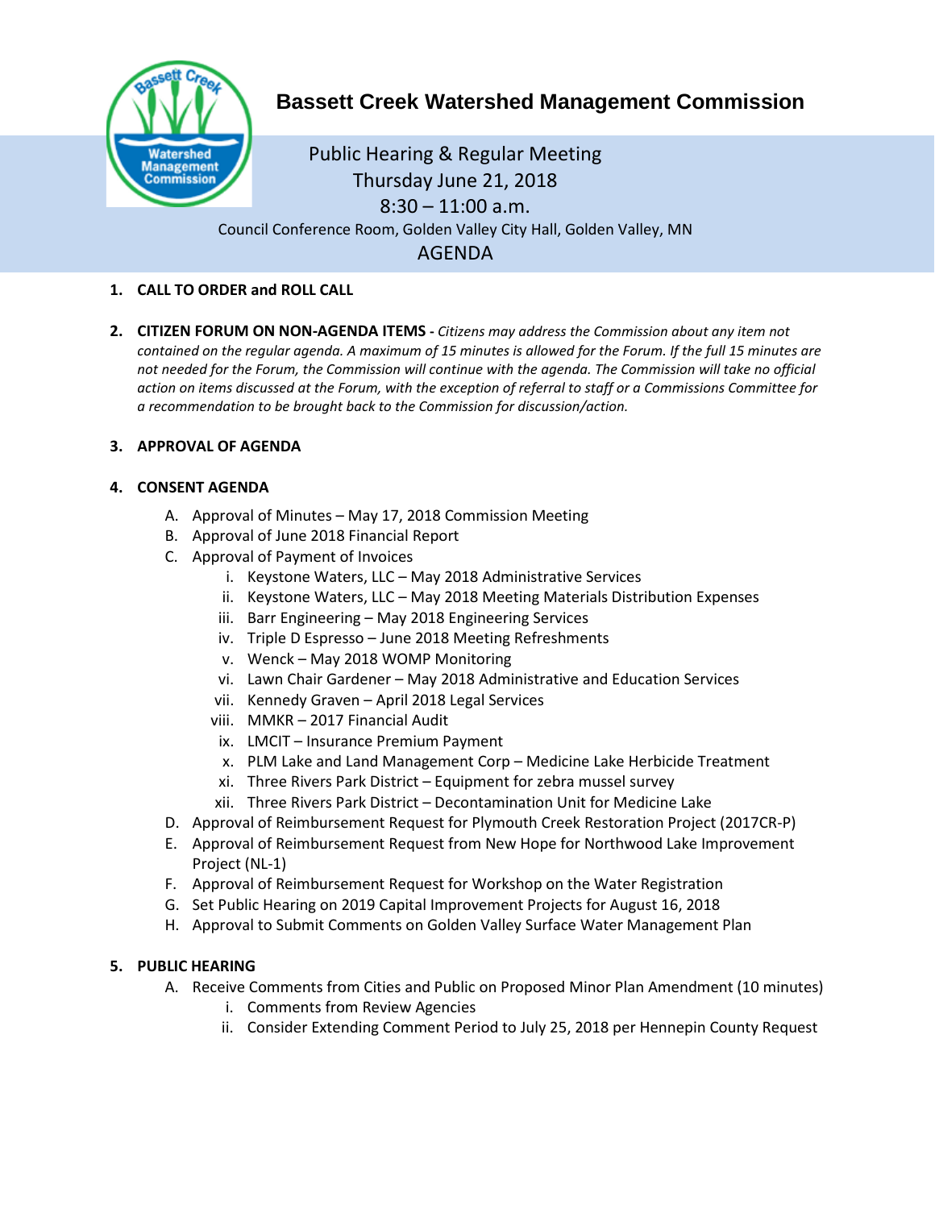# Bassett Creek Watershed Management Commission

Public Hearing & Regular Meeting
Thursday June 21, 2018
8:30 – 11:00 a.m.
Council Conference Room, Golden Valley City Hall, Golden Valley, MN

## AGENDA

1. **CALL TO ORDER and ROLL CALL**

2. **CITIZEN FORUM ON NON-AGENDA ITEMS -** *Citizens may address the Commission about any item not contained on the regular agenda. A maximum of 15 minutes is allowed for the Forum. If the full 15 minutes are not needed for the Forum, the Commission will continue with the agenda. The Commission will take no official action on items discussed at the Forum, with the exception of referral to staff or a Commissions Committee for a recommendation to be brought back to the Commission for discussion/action.*

3. **APPROVAL OF AGENDA**

4. **CONSENT AGENDA**
   - A. Approval of Minutes – May 17, 2018 Commission Meeting
   - B. Approval of June 2018 Financial Report
   - C. Approval of Payment of Invoices
     - i. Keystone Waters, LLC – May 2018 Administrative Services
     - ii. Keystone Waters, LLC – May 2018 Meeting Materials Distribution Expenses
     - iii. Barr Engineering – May 2018 Engineering Services
     - iv. Triple D Espresso – June 2018 Meeting Refreshments
     - v. Wenck – May 2018 WOMP Monitoring
     - vi. Lawn Chair Gardener – May 2018 Administrative and Education Services
     - vii. Kennedy Graven – April 2018 Legal Services
     - viii. MMKR – 2017 Financial Audit
     - ix. LMCIT – Insurance Premium Payment
     - x. PLM Lake and Land Management Corp – Medicine Lake Herbicide Treatment
     - xi. Three Rivers Park District – Equipment for zebra mussel survey
     - xii. Three Rivers Park District – Decontamination Unit for Medicine Lake
   - D. Approval of Reimbursement Request for Plymouth Creek Restoration Project (2017CR-P)
   - E. Approval of Reimbursement Request from New Hope for Northwood Lake Improvement Project (NL-1)
   - F. Approval of Reimbursement Request for Workshop on the Water Registration
   - G. Set Public Hearing on 2019 Capital Improvement Projects for August 16, 2018
   - H. Approval to Submit Comments on Golden Valley Surface Water Management Plan

5. **PUBLIC HEARING**
   - A. Receive Comments from Cities and Public on Proposed Minor Plan Amendment (10 minutes)
     - i. Comments from Review Agencies
     - ii. Consider Extending Comment Period to July 25, 2018 per Hennepin County Request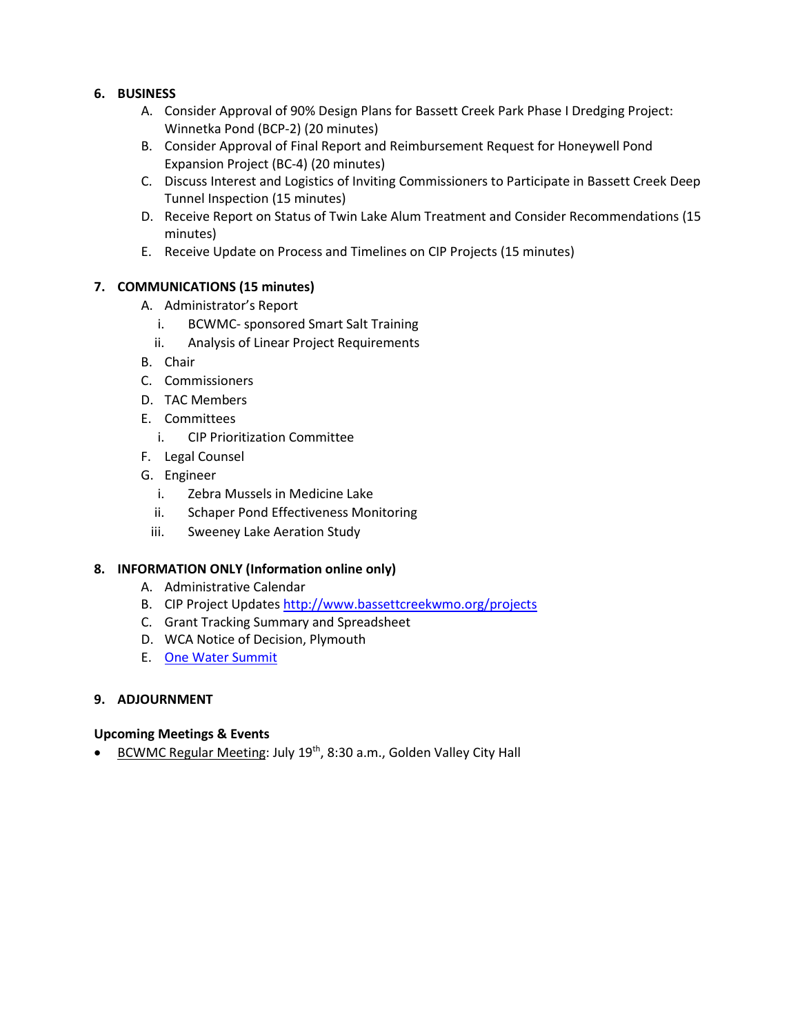6. **BUSINESS**
   - A. Consider Approval of 90% Design Plans for Bassett Creek Park Phase I Dredging Project: Winnetka Pond (BCP-2) (20 minutes)
   - B. Consider Approval of Final Report and Reimbursement Request for Honeywell Pond Expansion Project (BC-4) (20 minutes)
   - C. Discuss Interest and Logistics of Inviting Commissioners to Participate in Bassett Creek Deep Tunnel Inspection (15 minutes)
   - D. Receive Report on Status of Twin Lake Alum Treatment and Consider Recommendations (15 minutes)
   - E. Receive Update on Process and Timelines on CIP Projects (15 minutes)

7. **COMMUNICATIONS (15 minutes)**
   - A. Administrator's Report
     - i. BCWMC- sponsored Smart Salt Training
     - ii. Analysis of Linear Project Requirements
   - B. Chair
   - C. Commissioners
   - D. TAC Members
   - E. Committees
     - i. CIP Prioritization Committee
   - F. Legal Counsel
   - G. Engineer
     - i. Zebra Mussels in Medicine Lake
     - ii. Schaper Pond Effectiveness Monitoring
     - iii. Sweeney Lake Aeration Study

8. **INFORMATION ONLY (Information online only)**
   - A. Administrative Calendar
   - B. CIP Project Updates [http://www.bassettcreekwmo.org/projects](http://www.bassettcreekwmo.org/projects)
   - C. Grant Tracking Summary and Spreadsheet
   - D. WCA Notice of Decision, Plymouth
   - E. One Water Summit

9. **ADJOURNMENT**

**Upcoming Meetings & Events**

- BCWMC Regular Meeting: July 19th, 8:30 a.m., Golden Valley City Hall